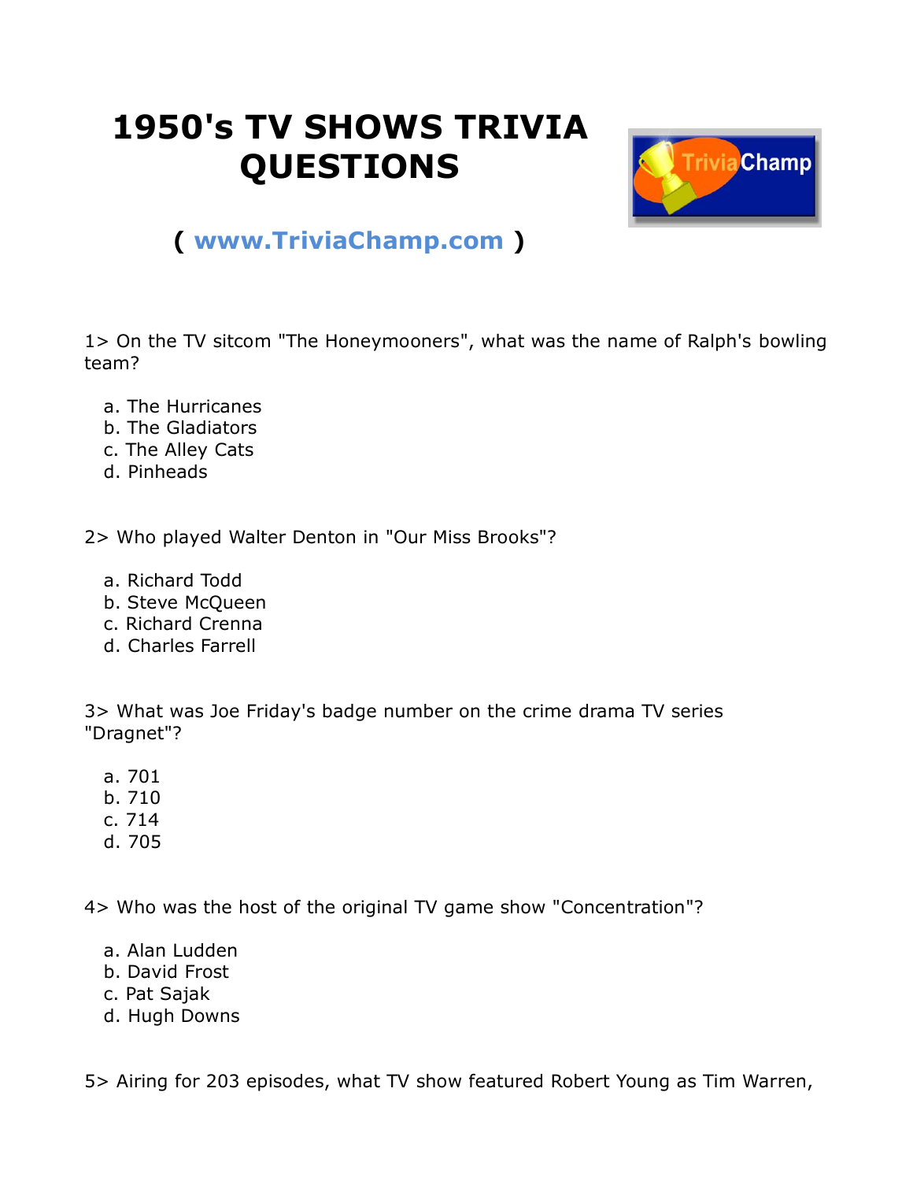# 1950's TV SHOWS TRIVIA QUESTIONS

( www.TriviaChamp.com )

1> On the TV sitcom "The Honeymooners", what was the name of Ralph's bowling team?

a. The Hurricanes
b. The Gladiators
c. The Alley Cats
d. Pinheads

2> Who played Walter Denton in "Our Miss Brooks"?

a. Richard Todd
b. Steve McQueen
c. Richard Crenna
d. Charles Farrell

3> What was Joe Friday's badge number on the crime drama TV series "Dragnet"?

a. 701
b. 710
c. 714
d. 705

4> Who was the host of the original TV game show "Concentration"?

a. Alan Ludden
b. David Frost
c. Pat Sajak
d. Hugh Downs

5> Airing for 203 episodes, what TV show featured Robert Young as Tim Warren,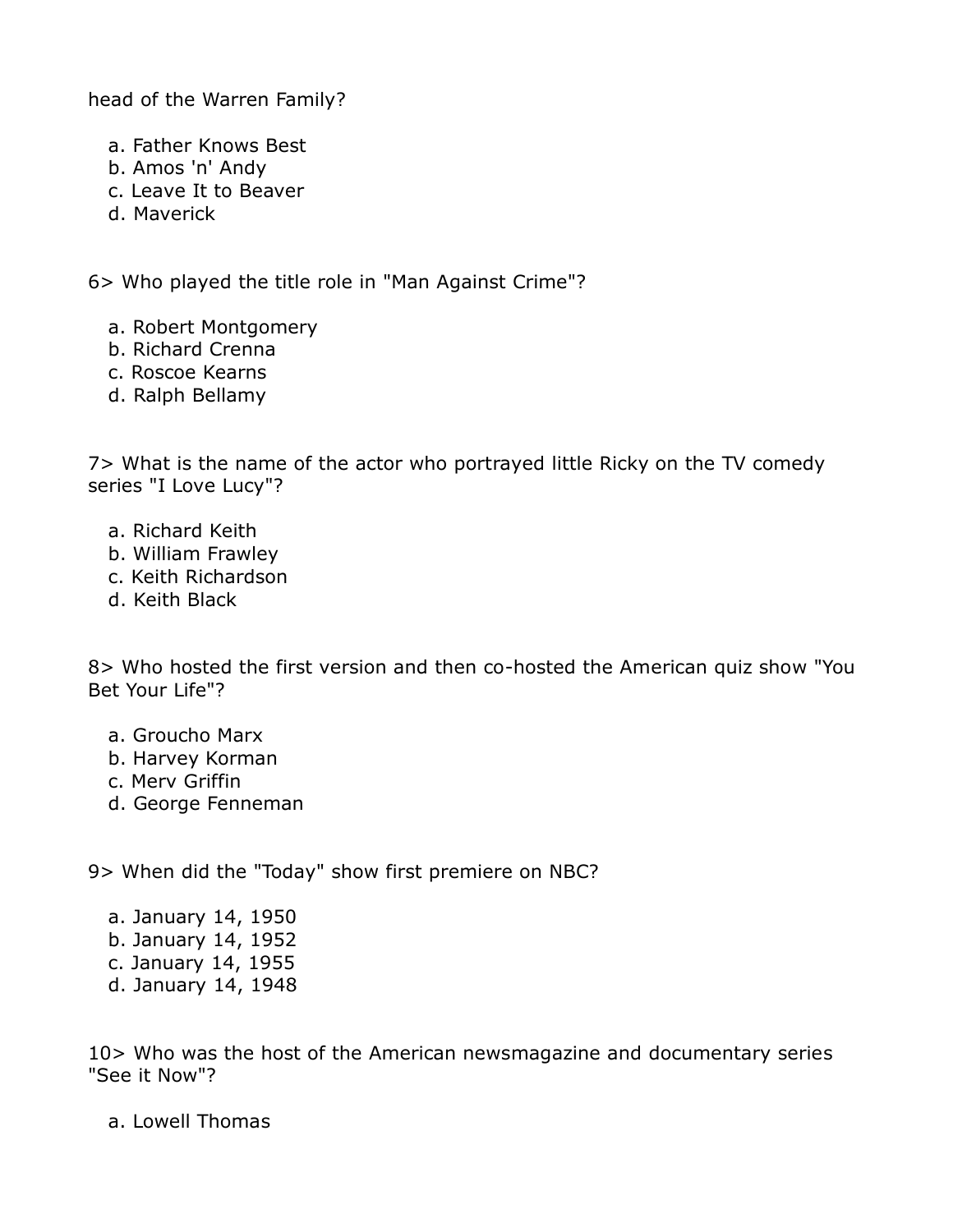head of the Warren Family?

a. Father Knows Best
b. Amos 'n' Andy
c. Leave It to Beaver
d. Maverick

6> Who played the title role in "Man Against Crime"?

a. Robert Montgomery
b. Richard Crenna
c. Roscoe Kearns
d. Ralph Bellamy

7> What is the name of the actor who portrayed little Ricky on the TV comedy series "I Love Lucy"?

a. Richard Keith
b. William Frawley
c. Keith Richardson
d. Keith Black

8> Who hosted the first version and then co-hosted the American quiz show "You Bet Your Life"?

a. Groucho Marx
b. Harvey Korman
c. Merv Griffin
d. George Fenneman

9> When did the "Today" show first premiere on NBC?

a. January 14, 1950
b. January 14, 1952
c. January 14, 1955
d. January 14, 1948

10> Who was the host of the American newsmagazine and documentary series "See it Now"?

a. Lowell Thomas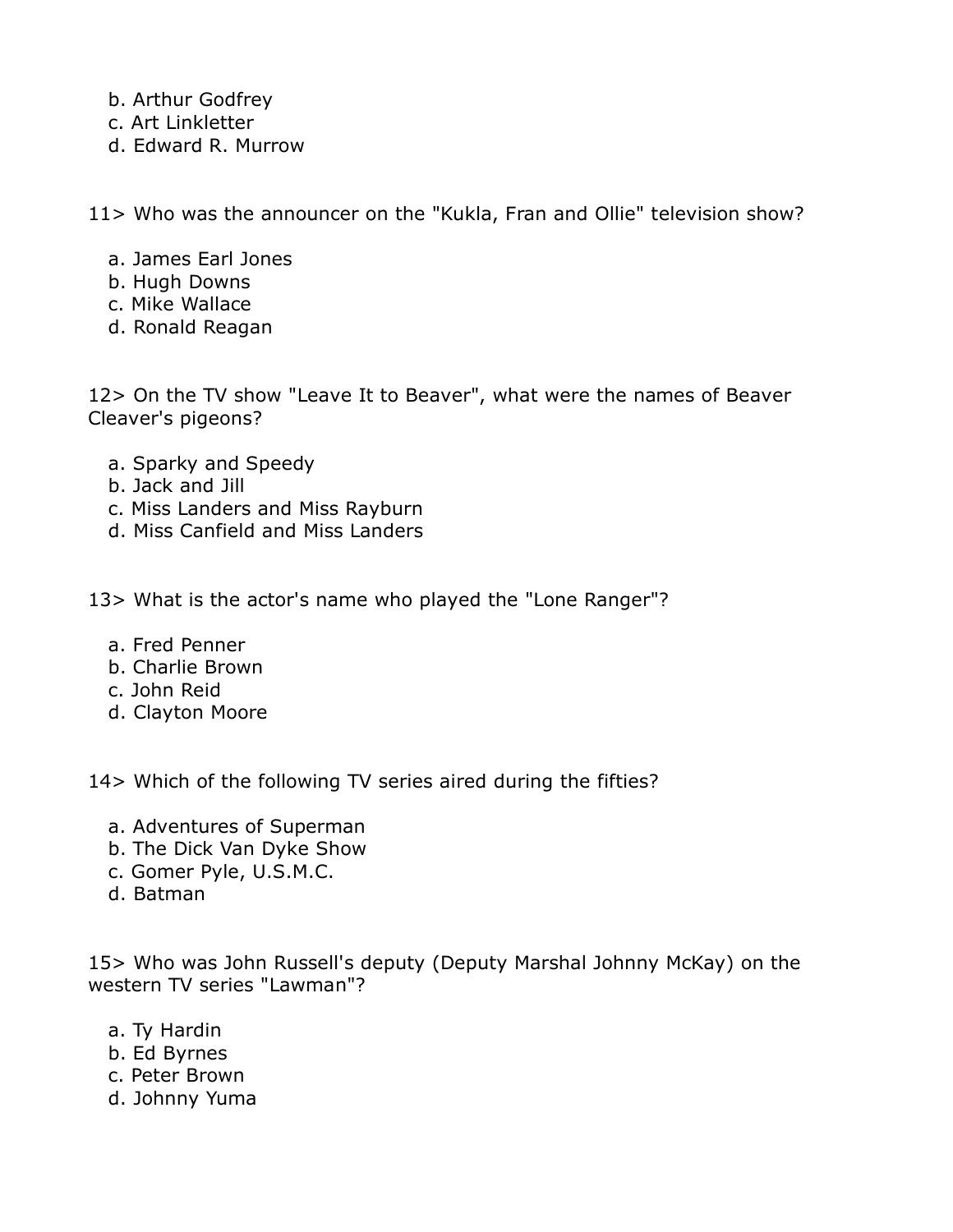b. Arthur Godfrey
c. Art Linkletter
d. Edward R. Murrow

11> Who was the announcer on the "Kukla, Fran and Ollie" television show?

a. James Earl Jones
b. Hugh Downs
c. Mike Wallace
d. Ronald Reagan

12> On the TV show "Leave It to Beaver", what were the names of Beaver Cleaver's pigeons?

a. Sparky and Speedy
b. Jack and Jill
c. Miss Landers and Miss Rayburn
d. Miss Canfield and Miss Landers

13> What is the actor's name who played the "Lone Ranger"?

a. Fred Penner
b. Charlie Brown
c. John Reid
d. Clayton Moore

14> Which of the following TV series aired during the fifties?

a. Adventures of Superman
b. The Dick Van Dyke Show
c. Gomer Pyle, U.S.M.C.
d. Batman

15> Who was John Russell's deputy (Deputy Marshal Johnny McKay) on the western TV series "Lawman"?

a. Ty Hardin
b. Ed Byrnes
c. Peter Brown
d. Johnny Yuma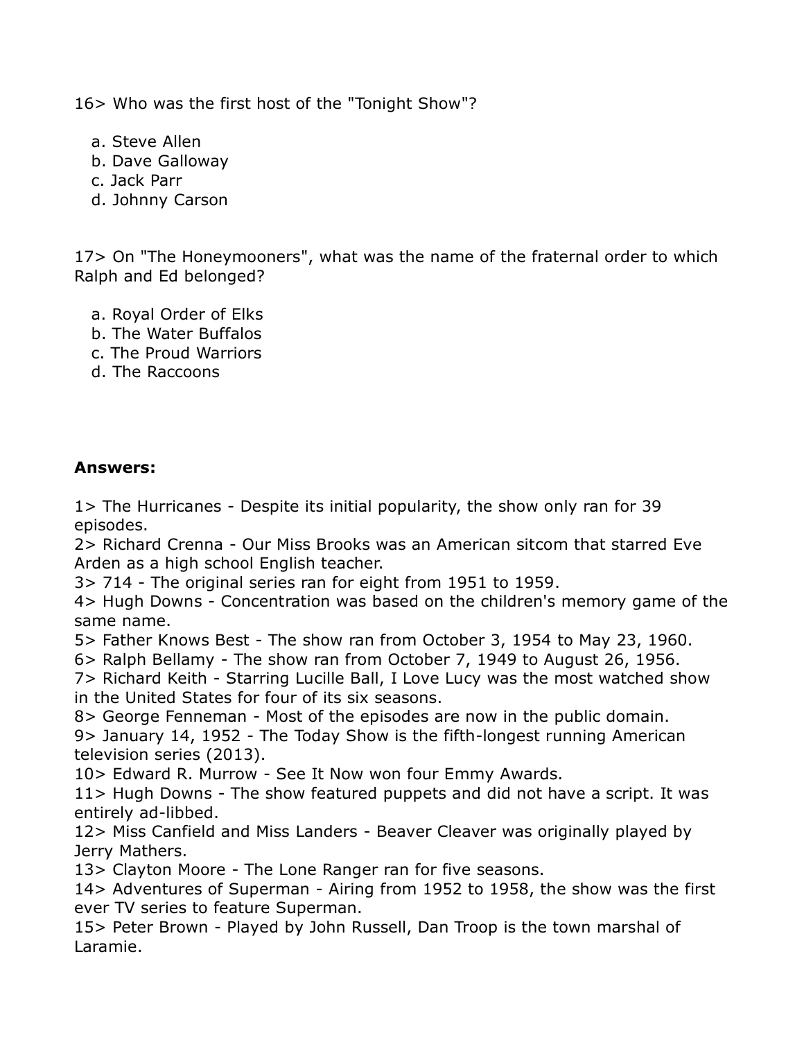16> Who was the first host of the "Tonight Show"?

a. Steve Allen
b. Dave Galloway
c. Jack Parr
d. Johnny Carson

17> On "The Honeymooners", what was the name of the fraternal order to which Ralph and Ed belonged?

a. Royal Order of Elks
b. The Water Buffalos
c. The Proud Warriors
d. The Raccoons

**Answers:**

1> The Hurricanes - Despite its initial popularity, the show only ran for 39 episodes.
2> Richard Crenna - Our Miss Brooks was an American sitcom that starred Eve Arden as a high school English teacher.
3> 714 - The original series ran for eight from 1951 to 1959.
4> Hugh Downs - Concentration was based on the children's memory game of the same name.
5> Father Knows Best - The show ran from October 3, 1954 to May 23, 1960.
6> Ralph Bellamy - The show ran from October 7, 1949 to August 26, 1956.
7> Richard Keith - Starring Lucille Ball, I Love Lucy was the most watched show in the United States for four of its six seasons.
8> George Fenneman - Most of the episodes are now in the public domain.
9> January 14, 1952 - The Today Show is the fifth-longest running American television series (2013).
10> Edward R. Murrow - See It Now won four Emmy Awards.
11> Hugh Downs - The show featured puppets and did not have a script. It was entirely ad-libbed.
12> Miss Canfield and Miss Landers - Beaver Cleaver was originally played by Jerry Mathers.
13> Clayton Moore - The Lone Ranger ran for five seasons.
14> Adventures of Superman - Airing from 1952 to 1958, the show was the first ever TV series to feature Superman.
15> Peter Brown - Played by John Russell, Dan Troop is the town marshal of Laramie.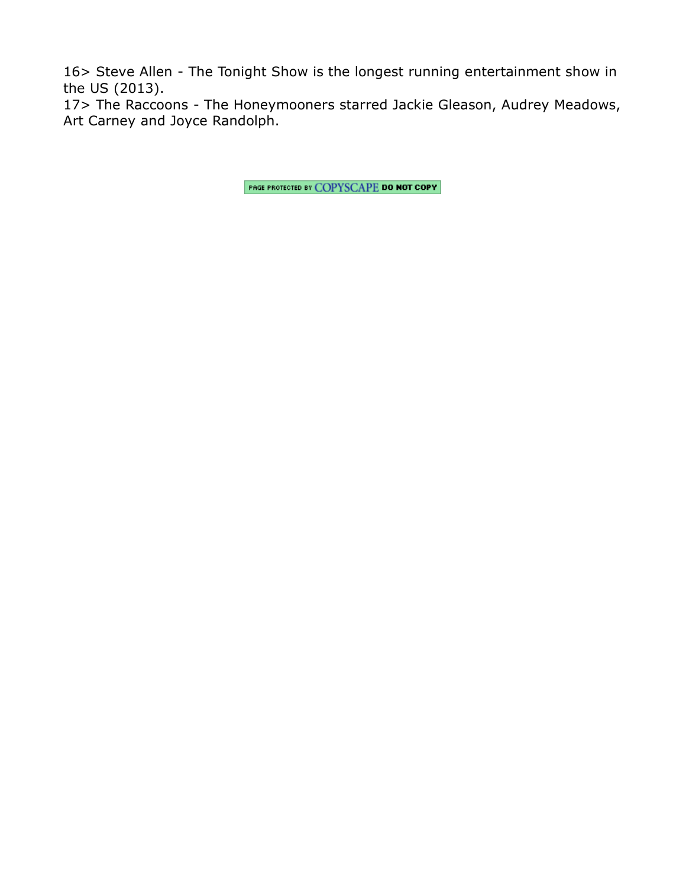16> Steve Allen - The Tonight Show is the longest running entertainment show in the US (2013).
17> The Raccoons - The Honeymooners starred Jackie Gleason, Audrey Meadows, Art Carney and Joyce Randolph.

PAGE PROTECTED BY COPYSCAPE DO NOT COPY